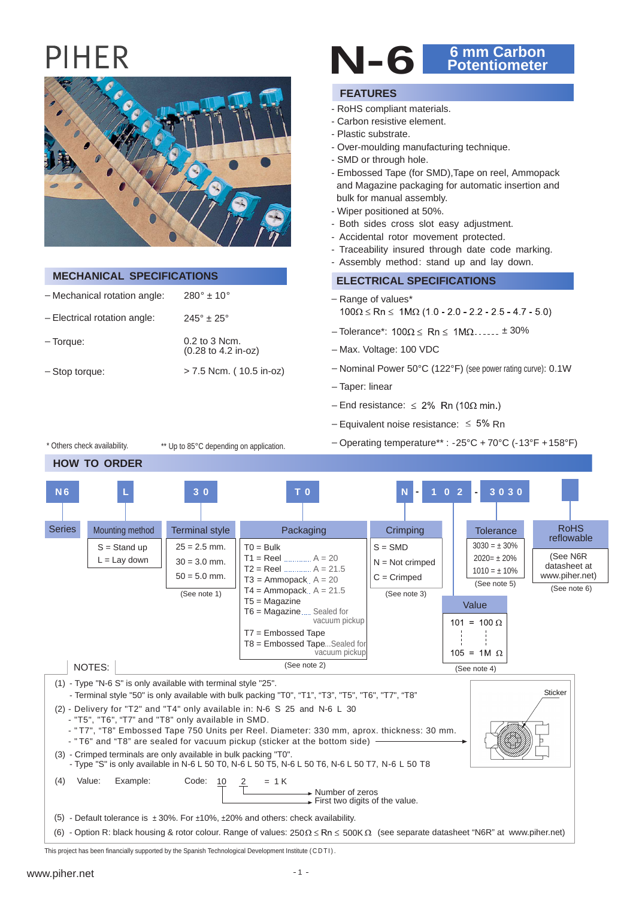# PIHER

# N-6 6 mm Carbon Potentiometer

## FEATURES

- RoHS compliant materials.
- Carbon resistive element.
- Plastic substrate.
- Over-moulding manufacturing technique.
- SMD or through hole.
- Embossed Tape (for SMD),Tape on reel, Ammopack and Magazine packaging for automatic insertion and bulk for manual assembly.
- Wiper positioned at 50%.
- Both sides cross slot easy adjustment.
- Accidental rotor movement protected.
- Traceability insured through date code marking.
- Assembly method: stand up and lay down.

## MECHANICAL SPECIFICATIONS

| | |
|---|---|
| – Mechanical rotation angle: | 280° ± 10° |
| – Electrical rotation angle: | 245° ± 25° |
| – Torque: | 0.2 to 3 Ncm. (0.28 to 4.2 in-oz) |
| – Stop torque: | > 7.5 Ncm. ( 10.5 in-oz) |

## ELECTRICAL SPECIFICATIONS

- Range of values* 100Ω ≤ Rn ≤ 1MΩ (1.0 - 2.0 - 2.2 - 2.5 - 4.7 - 5.0)
- Tolerance*: 100Ω ≤ Rn ≤ 1MΩ...... ± 30%
- Max. Voltage: 100 VDC
- Nominal Power 50°C (122°F) (see power rating curve): 0.1W
- Taper: linear
- End resistance: ≤ 2% Rn (10Ω min.)
- Equivalent noise resistance: ≤ 5% Rn
- Operating temperature** : -25°C + 70°C (-13°F +158°F)

\* Others check availability. ** Up to 85°C depending on application.

## HOW TO ORDER

N6 L 30 T0 N - 102 - 3030

| Series | Mounting method | Terminal style | Packaging | Crimping | Value | Tolerance | RoHS reflowable |
|---|---|---|---|---|---|---|---|
| N6 | S = Stand up<br>L = Lay down | 25 = 2.5 mm.<br>30 = 3.0 mm.<br>50 = 5.0 mm.<br>(See note 1) | T0 = Bulk<br>T1 = Reel ........ A = 20<br>T2 = Reel ........ A = 21.5<br>T3 = Ammopack A = 20<br>T4 = Ammopack A = 21.5<br>T5 = Magazine<br>T6 = Magazine..... Sealed for vacuum pickup<br>T7 = Embossed Tape<br>T8 = Embossed Tape...Sealed for vacuum pickup<br>(See note 2) | S = SMD<br>N = Not crimped<br>C = Crimped<br>(See note 3) | 101 = 100 Ω<br>⋮<br>105 = 1M Ω<br>(See note 4) | 3030 = ± 30%<br>2020= ± 20%<br>1010 = ± 10%<br>(See note 5) | (See N6R datasheet at www.piher.net)<br>(See note 6) |

NOTES:

(1) - Type "N-6 S" is only available with terminal style "25".
- Terminal style "50" is only available with bulk packing "T0", "T1", "T3", "T5", "T6", "T7", "T8"

(2) - Delivery for "T2" and "T4" only available in: N-6 S 25 and N-6 L 30
- "T5", "T6", "T7" and "T8" only available in SMD.
- "T7", "T8" Embossed Tape 750 Units per Reel. Diameter: 330 mm, aprox. thickness: 30 mm.
- "T6" and "T8" are sealed for vacuum pickup (sticker at the bottom side) → Sticker

(3) - Crimped terminals are only available in bulk packing "T0".
- Type "S" is only available in N-6 L 50 T0, N-6 L 50 T5, N-6 L 50 T6, N-6 L 50 T7, N-6 L 50 T8

(4) Value: Example: Code: 10 2 = 1 K
- 2 → Number of zeros
- 10 → First two digits of the value.

(5) - Default tolerance is ± 30%. For ±10%, ±20% and others: check availability.

(6) - Option R: black housing & rotor colour. Range of values: 250Ω ≤ Rn ≤ 500K Ω (see separate datasheet "N6R" at www.piher.net)

This project has been financially supported by the Spanish Technological Development Institute (CDTI).

www.piher.net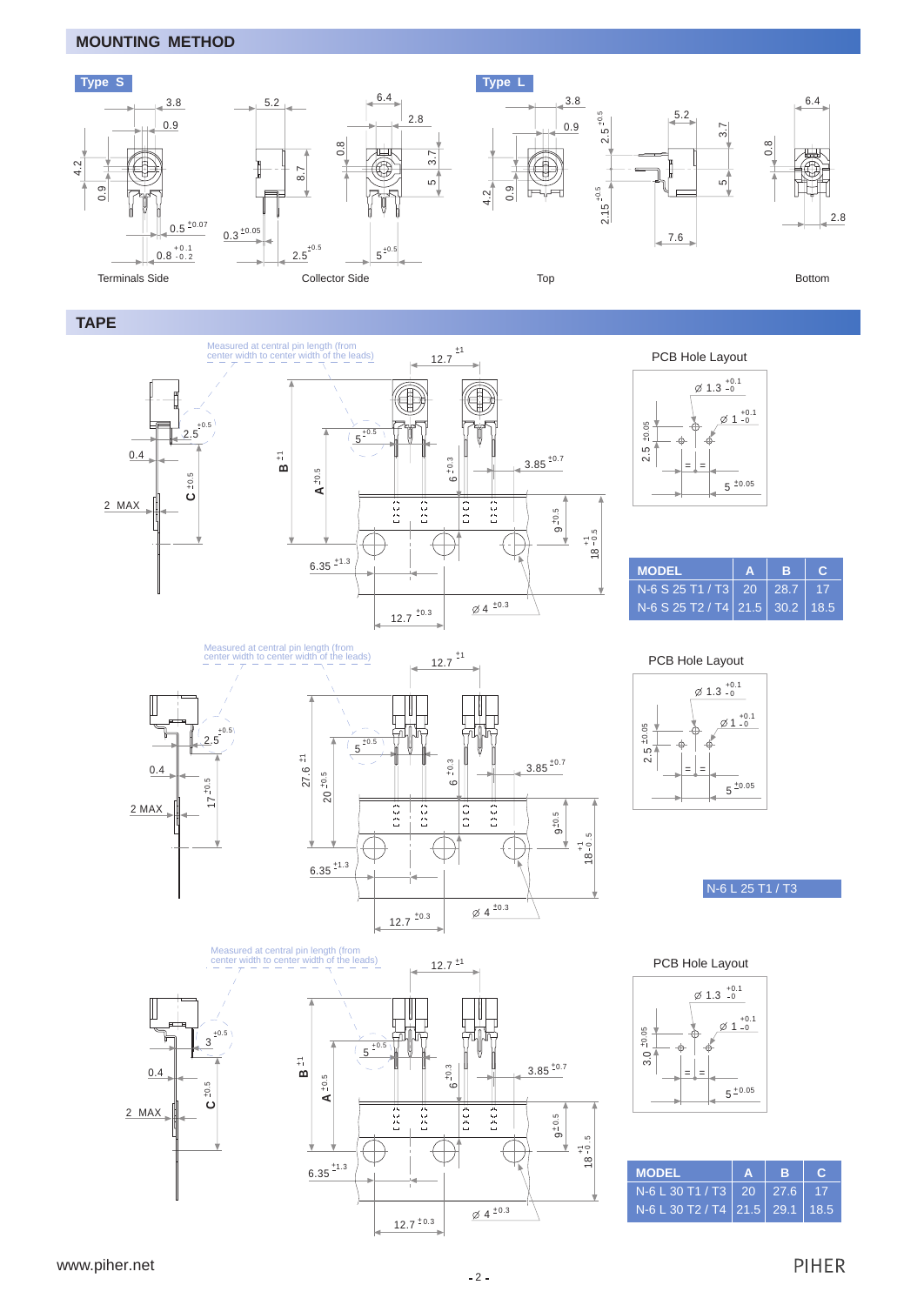## MOUNTING METHOD

**Type S**

Terminals Side

Collector Side

**Type L**

Top

Bottom

## TAPE

Measured at central pin length (from center width to center width of the leads)

PCB Hole Layout

| MODEL | A | B | C |
|---|---|---|---|
| N-6 S 25 T1 / T3 | 20 | 28.7 | 17 |
| N-6 S 25 T2 / T4 | 21.5 | 30.2 | 18.5 |

Measured at central pin length (from center width to center width of the leads)

PCB Hole Layout

N-6 L 25 T1 / T3

Measured at central pin length (from center width to center width of the leads)

PCB Hole Layout

| MODEL | A | B | C |
|---|---|---|---|
| N-6 L 30 T1 / T3 | 20 | 27.6 | 17 |
| N-6 L 30 T2 / T4 | 21.5 | 29.1 | 18.5 |

www.piher.net

PIHER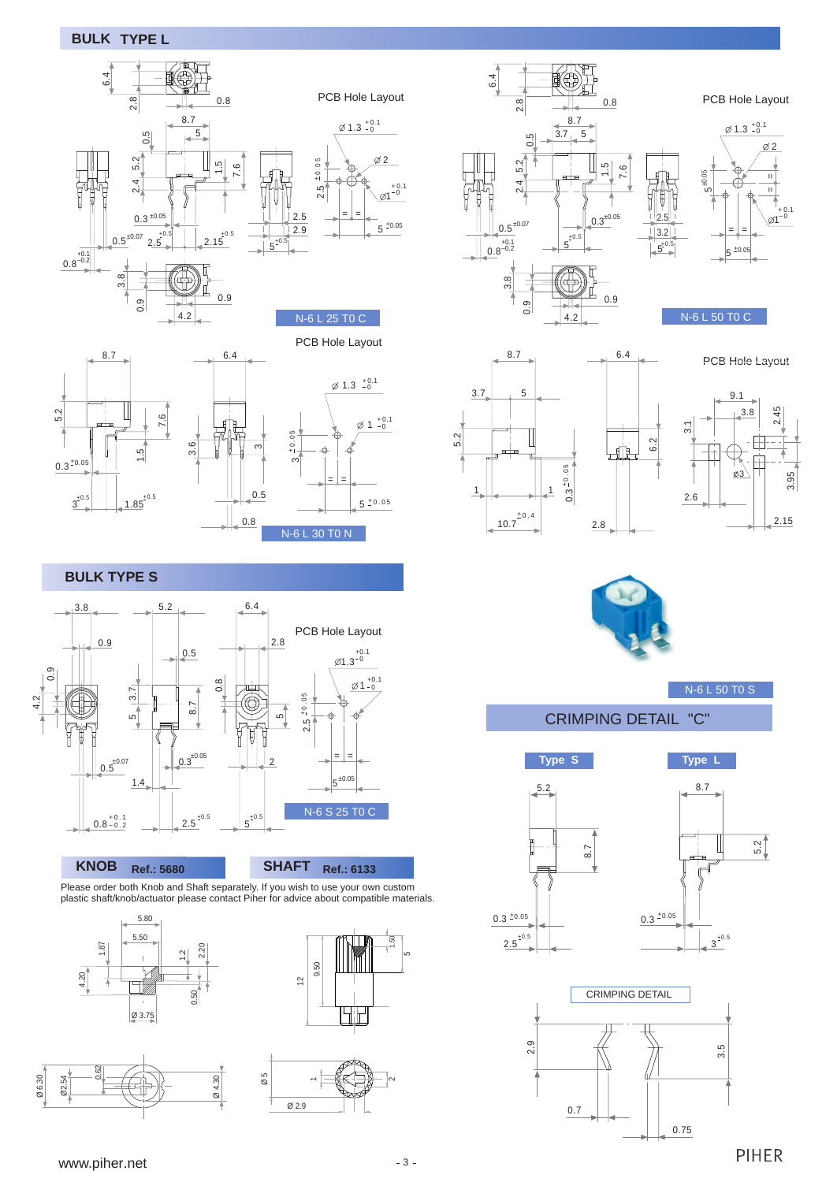## BULK TYPE L

PCB Hole Layout

N-6 L 25 T0 C

PCB Hole Layout

N-6 L 50 T0 C

PCB Hole Layout

N-6 L 30 T0 N

PCB Hole Layout

## BULK TYPE S

PCB Hole Layout

N-6 S 25 T0 C

N-6 L 50 T0 S

## CRIMPING DETAIL "C"

**Type S**

**Type L**

CRIMPING DETAIL

## KNOB Ref.: 5680

## SHAFT Ref.: 6133

Please order both Knob and Shaft separately. If you wish to use your own custom plastic shaft/knob/actuator please contact Piher for advice about compatible materials.

www.piher.net

PIHER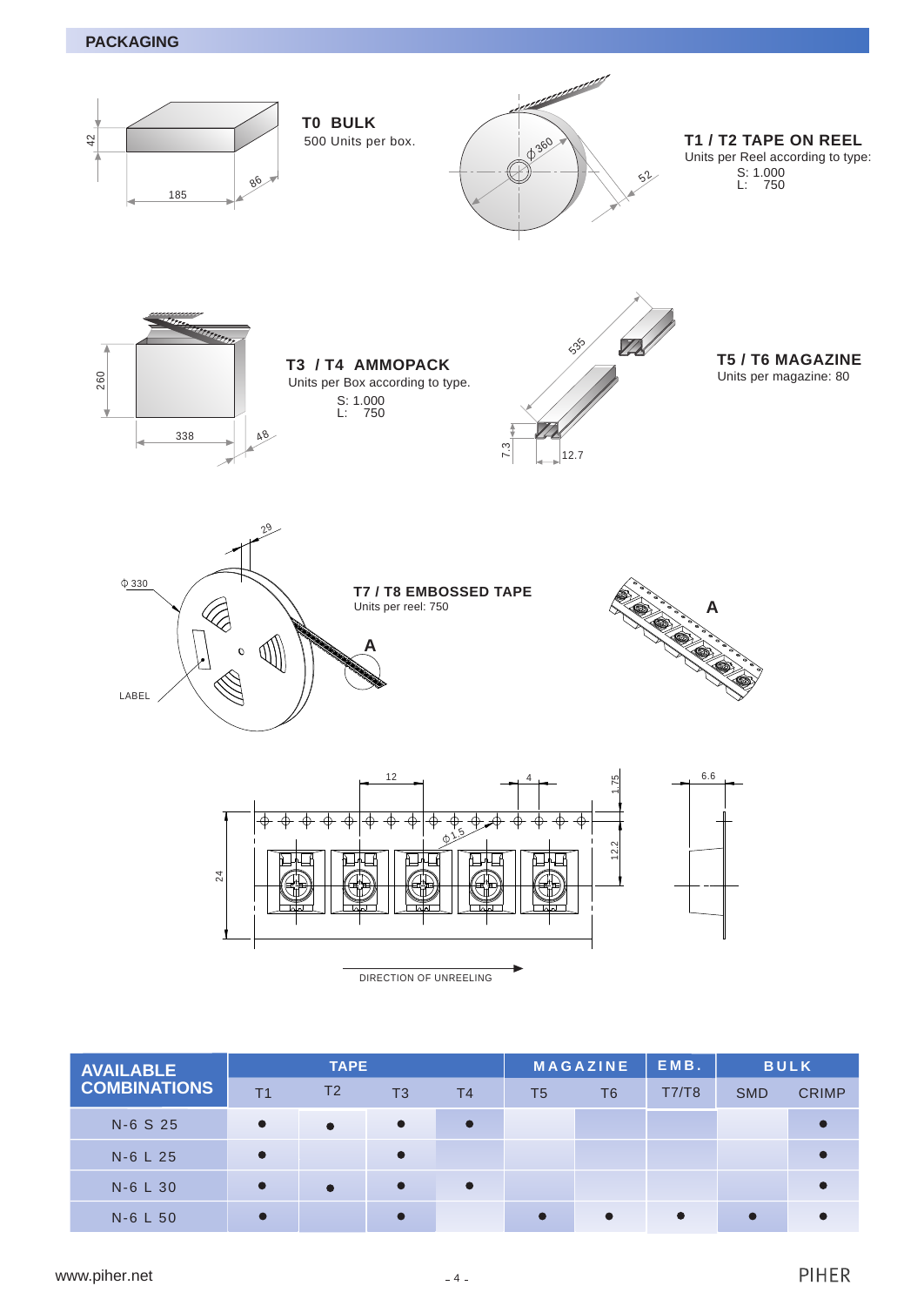## PACKAGING

**T0 BULK**
500 Units per box.

**T1 / T2 TAPE ON REEL**
Units per Reel according to type:
S: 1.000
L: 750

**T3 / T4 AMMOPACK**
Units per Box according to type.
S: 1.000
L: 750

**T5 / T6 MAGAZINE**
Units per magazine: 80

**T7 / T8 EMBOSSED TAPE**
Units per reel: 750

DIRECTION OF UNREELING

| AVAILABLE COMBINATIONS | TAPE | | | | MAGAZINE | | EMB. | BULK | |
|---|---|---|---|---|---|---|---|---|---|
| | T1 | T2 | T3 | T4 | T5 | T6 | T7/T8 | SMD | CRIMP |
| N-6 S 25 | ● | ● | ● | ● | | | | | ● |
| N-6 L 25 | ● | | ● | | | | | | ● |
| N-6 L 30 | ● | ● | ● | ● | | | | | ● |
| N-6 L 50 | ● | | ● | | ● | ● | ● | ● | ● |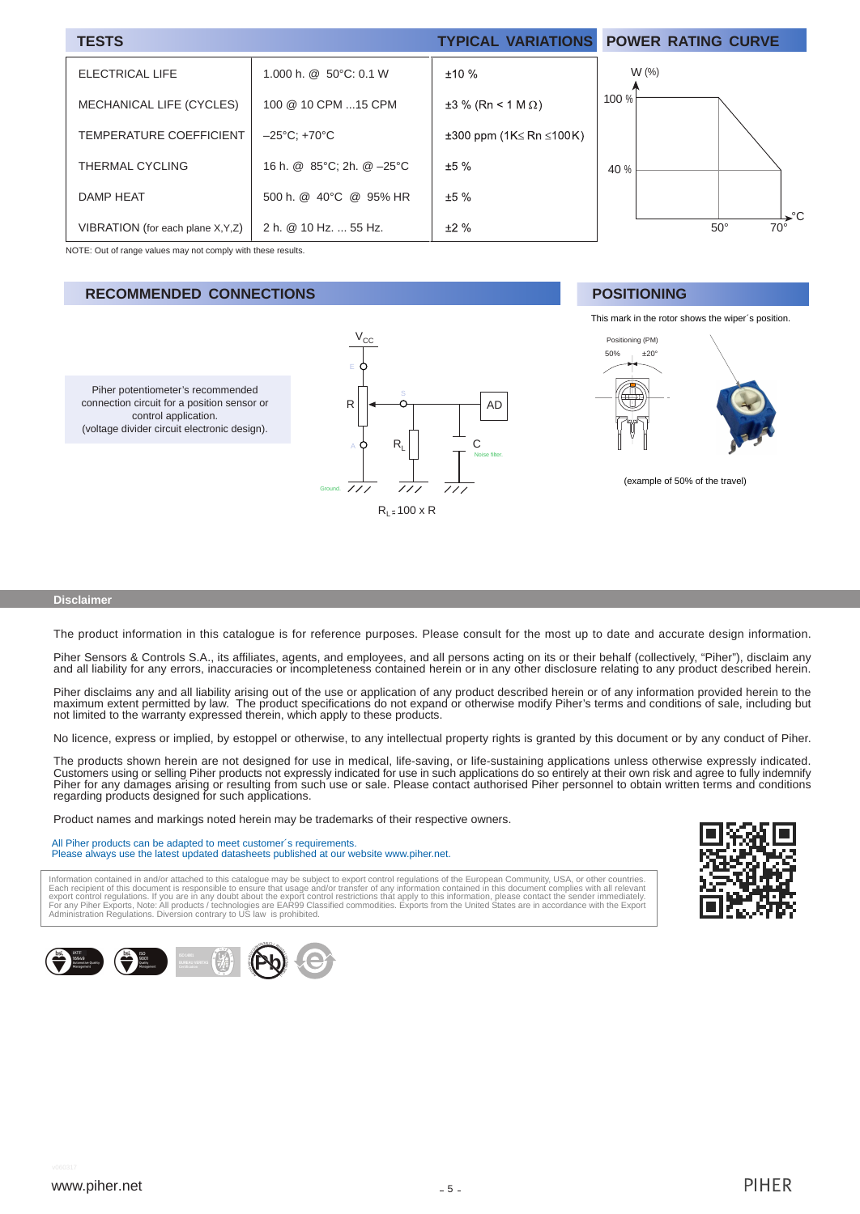## TESTS

| TESTS | | TYPICAL VARIATIONS |
|---|---|---|
| ELECTRICAL LIFE | 1.000 h. @ 50°C: 0.1 W | ±10 % |
| MECHANICAL LIFE (CYCLES) | 100 @ 10 CPM ...15 CPM | ±3 % (Rn < 1 M Ω) |
| TEMPERATURE COEFFICIENT | –25°C; +70°C | ±300 ppm (1K≤ Rn ≤100K) |
| THERMAL CYCLING | 16 h. @ 85°C; 2h. @ –25°C | ±5 % |
| DAMP HEAT | 500 h. @ 40°C @ 95% HR | ±5 % |
| VIBRATION (for each plane X,Y,Z) | 2 h. @ 10 Hz. ... 55 Hz. | ±2 % |

NOTE: Out of range values may not comply with these results.

## POWER RATING CURVE

W (%): 100 % up to 50°C, decreasing to 40 % at 70°C.

## RECOMMENDED CONNECTIONS

Piher potentiometer's recommended connection circuit for a position sensor or control application.
(voltage divider circuit electronic design).

$V_{CC}$, E, R, S, AD, A, $R_L$, C, Noise filter, Ground

$R_L \approx 100 \times R$

## POSITIONING

This mark in the rotor shows the wiper´s position.

Positioning (PM)
50% ±20°

(example of 50% of the travel)

**Disclaimer**

The product information in this catalogue is for reference purposes. Please consult for the most up to date and accurate design information.

Piher Sensors & Controls S.A., its affiliates, agents, and employees, and all persons acting on its or their behalf (collectively, "Piher"), disclaim any and all liability for any errors, inaccuracies or incompleteness contained herein or in any other disclosure relating to any product described herein.

Piher disclaims any and all liability arising out of the use or application of any product described herein or of any information provided herein to the maximum extent permitted by law. The product specifications do not expand or otherwise modify Piher's terms and conditions of sale, including but not limited to the warranty expressed therein, which apply to these products.

No licence, express or implied, by estoppel or otherwise, to any intellectual property rights is granted by this document or by any conduct of Piher.

The products shown herein are not designed for use in medical, life-saving, or life-sustaining applications unless otherwise expressly indicated. Customers using or selling Piher products not expressly indicated for use in such applications do so entirely at their own risk and agree to fully indemnify Piher for any damages arising or resulting from such use or sale. Please contact authorised Piher personnel to obtain written terms and conditions regarding products designed for such applications.

Product names and markings noted herein may be trademarks of their respective owners.

All Piher products can be adapted to meet customer´s requirements.
Please always use the latest updated datasheets published at our website www.piher.net.

Information contained in and/or attached to this catalogue may be subject to export control regulations of the European Community, USA, or other countries. Each recipient of this document is responsible to ensure that usage and/or transfer of any information contained in this document complies with all relevant export control regulations. If you are in any doubt about the export control restrictions that apply to this information, please contact the sender immediately. For any Piher Exports, Note: All products / technologies are EAR99 Classified commodities. Exports from the United States are in accordance with the Export Administration Regulations. Diversion contrary to US law is prohibited.

www.piher.net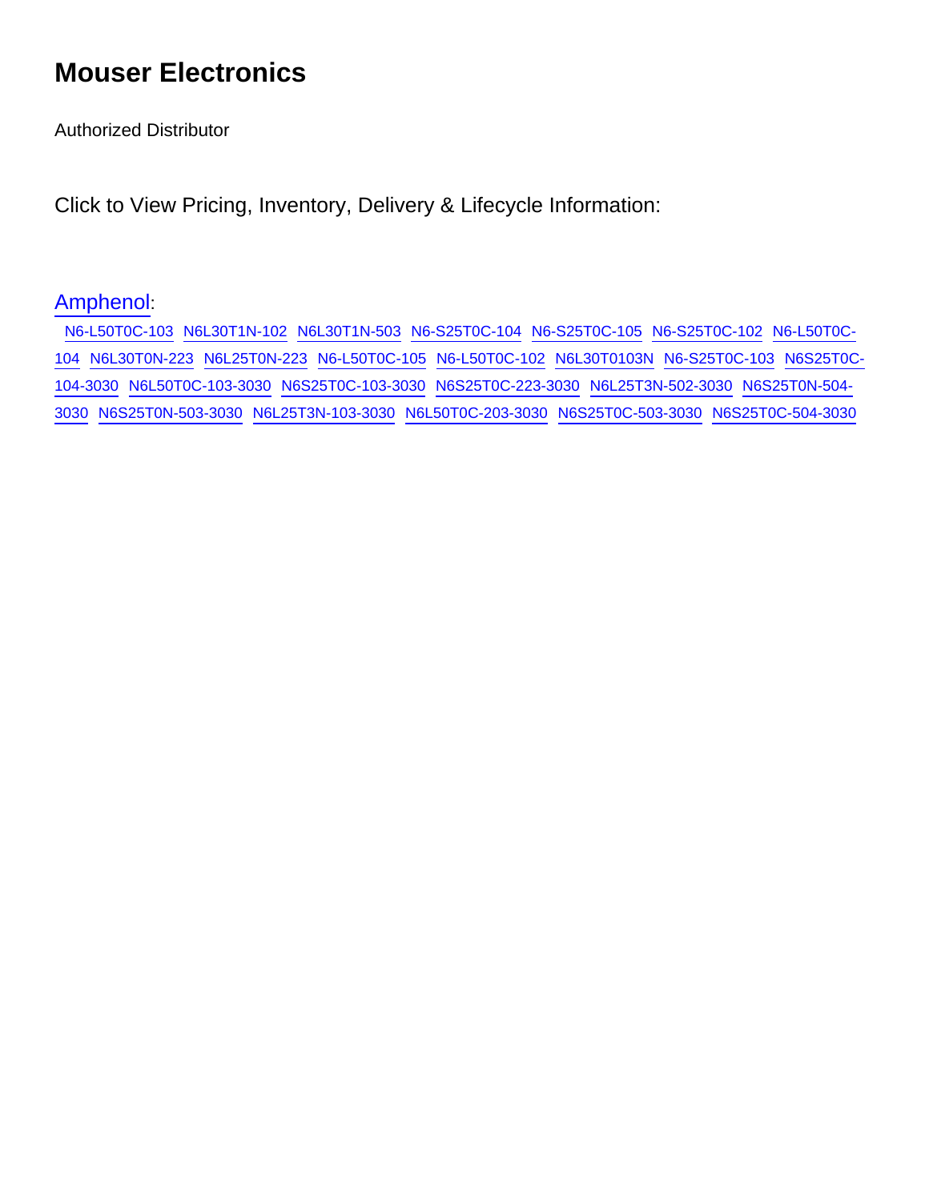# Mouser Electronics

Authorized Distributor

Click to View Pricing, Inventory, Delivery & Lifecycle Information:

Amphenol:

N6-L50T0C-103 N6L30T1N-102 N6L30T1N-503 N6-S25T0C-104 N6-S25T0C-105 N6-S25T0C-102 N6-L50T0C-104 N6L30T0N-223 N6L25T0N-223 N6-L50T0C-105 N6-L50T0C-102 N6L30T0103N N6-S25T0C-103 N6S25T0C-104-3030 N6L50T0C-103-3030 N6S25T0C-103-3030 N6S25T0C-223-3030 N6L25T3N-502-3030 N6S25T0N-504-3030 N6S25T0N-503-3030 N6L25T3N-103-3030 N6L50T0C-203-3030 N6S25T0C-503-3030 N6S25T0C-504-3030